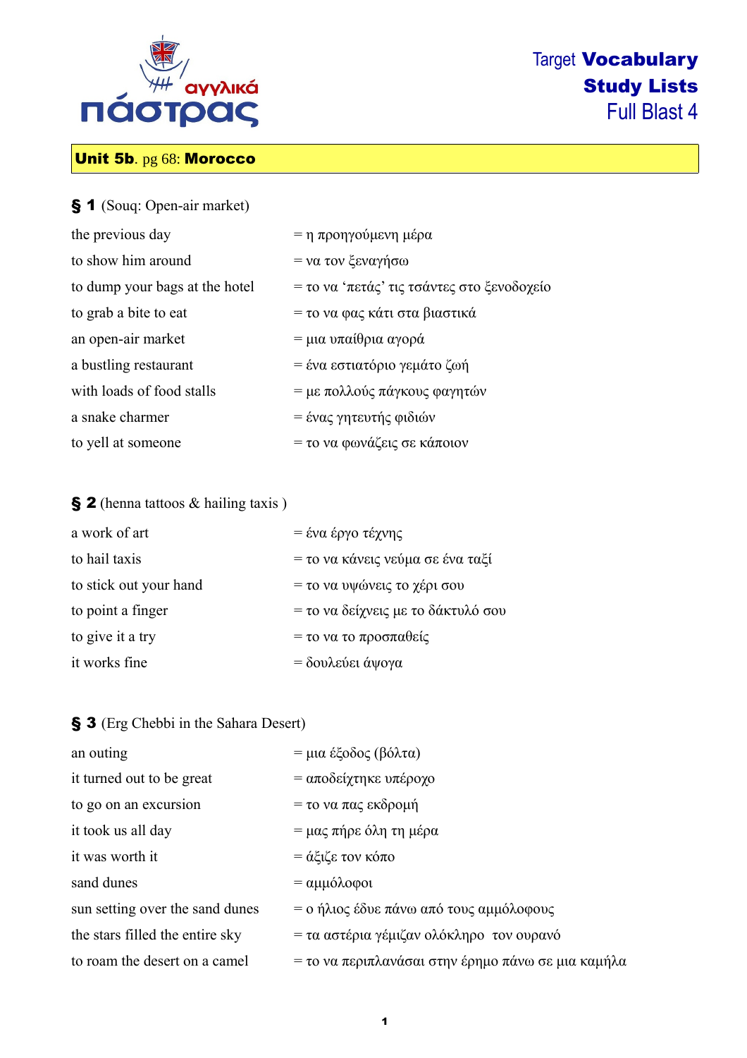αγγλικά πάστρας

# Target **Vocabulary Study Lists** Full Blast 4

## **Unit 5b**. pg 68: **Morocco**

### § 1 (Souq: Open-air market)

the previous day = η προηγούμενη μέρα

to show him around = να τον ξεναγήσω

to dump your bags at the hotel = το να 'πετάς' τις τσάντες στο ξενοδοχείο

to grab a bite to eat = το να φας κάτι στα βιαστικά

an open-air market = μια υπαίθρια αγορά

a bustling restaurant = ένα εστιατόριο γεμάτο ζωή

with loads of food stalls = με πολλούς πάγκους φαγητών

a snake charmer = ένας γητευτής φιδιών

to yell at someone = το να φωνάζεις σε κάποιον

### § 2 (henna tattoos & hailing taxis )

a work of art = ένα έργο τέχνης

to hail taxis = το να κάνεις νεύμα σε ένα ταξί

to stick out your hand = το να υψώνεις το χέρι σου

to point a finger = το να δείχνεις με το δάκτυλό σου

to give it a try = το να το προσπαθείς

it works fine = δουλεύει άψογα

### § 3 (Erg Chebbi in the Sahara Desert)

an outing = μια έξοδος (βόλτα)

it turned out to be great = αποδείχτηκε υπέροχο

to go on an excursion = το να πας εκδρομή

it took us all day = μας πήρε όλη τη μέρα

it was worth it = άξιζε τον κόπο

sand dunes = αμμόλοφοι

sun setting over the sand dunes = ο ήλιος έδυε πάνω από τους αμμόλοφους

the stars filled the entire sky = τα αστέρια γέμιζαν ολόκληρο τον ουρανό

to roam the desert on a camel = το να περιπλανάσαι στην έρημο πάνω σε μια καμήλα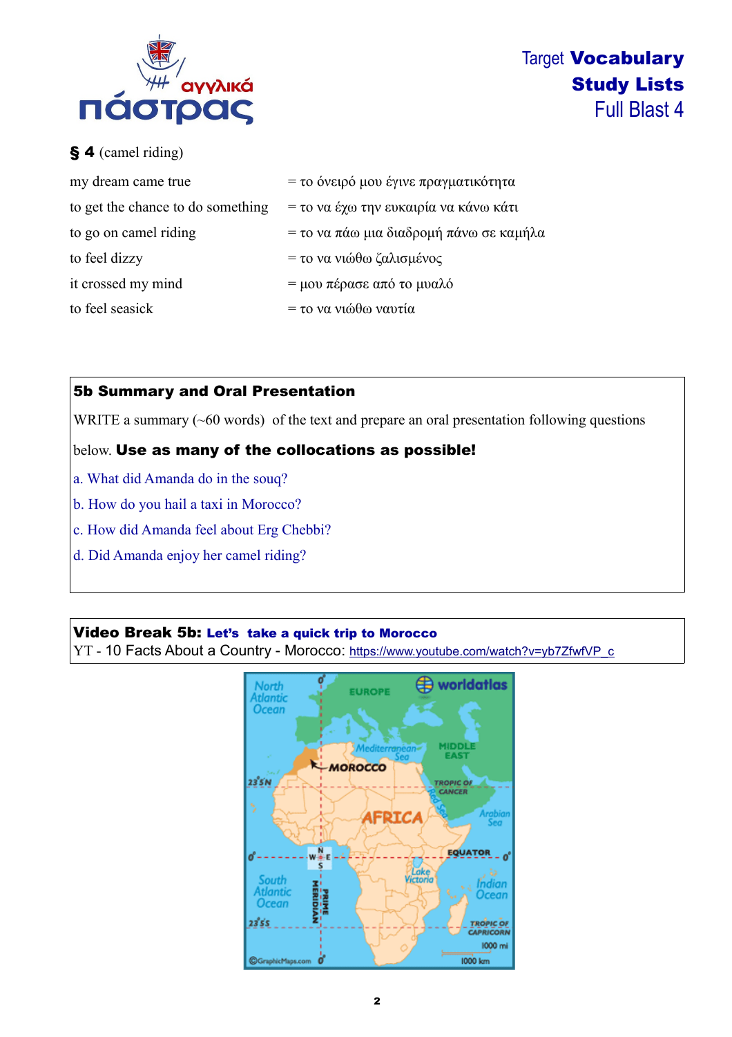§ **4** (camel riding)

| | |
|---|---|
| my dream came true | = το όνειρό μου έγινε πραγματικότητα |
| to get the chance to do something | = το να έχω την ευκαιρία να κάνω κάτι |
| to go on camel riding | = το να πάω μια διαδρομή πάνω σε καμήλα |
| to feel dizzy | = το να νιώθω ζαλισμένος |
| it crossed my mind | = μου πέρασε από το μυαλό |
| to feel seasick | = το να νιώθω ναυτία |

**5b Summary and Oral Presentation**

WRITE a summary (~60 words) of the text and prepare an oral presentation following questions below. **Use as many of the collocations as possible!**

a. What did Amanda do in the souq?

b. How do you hail a taxi in Morocco?

c. How did Amanda feel about Erg Chebbi?

d. Did Amanda enjoy her camel riding?

**Video Break 5b: Let's take a quick trip to Morocco**

YT - 10 Facts About a Country - Morocco: https://www.youtube.com/watch?v=yb7ZfwfVP_c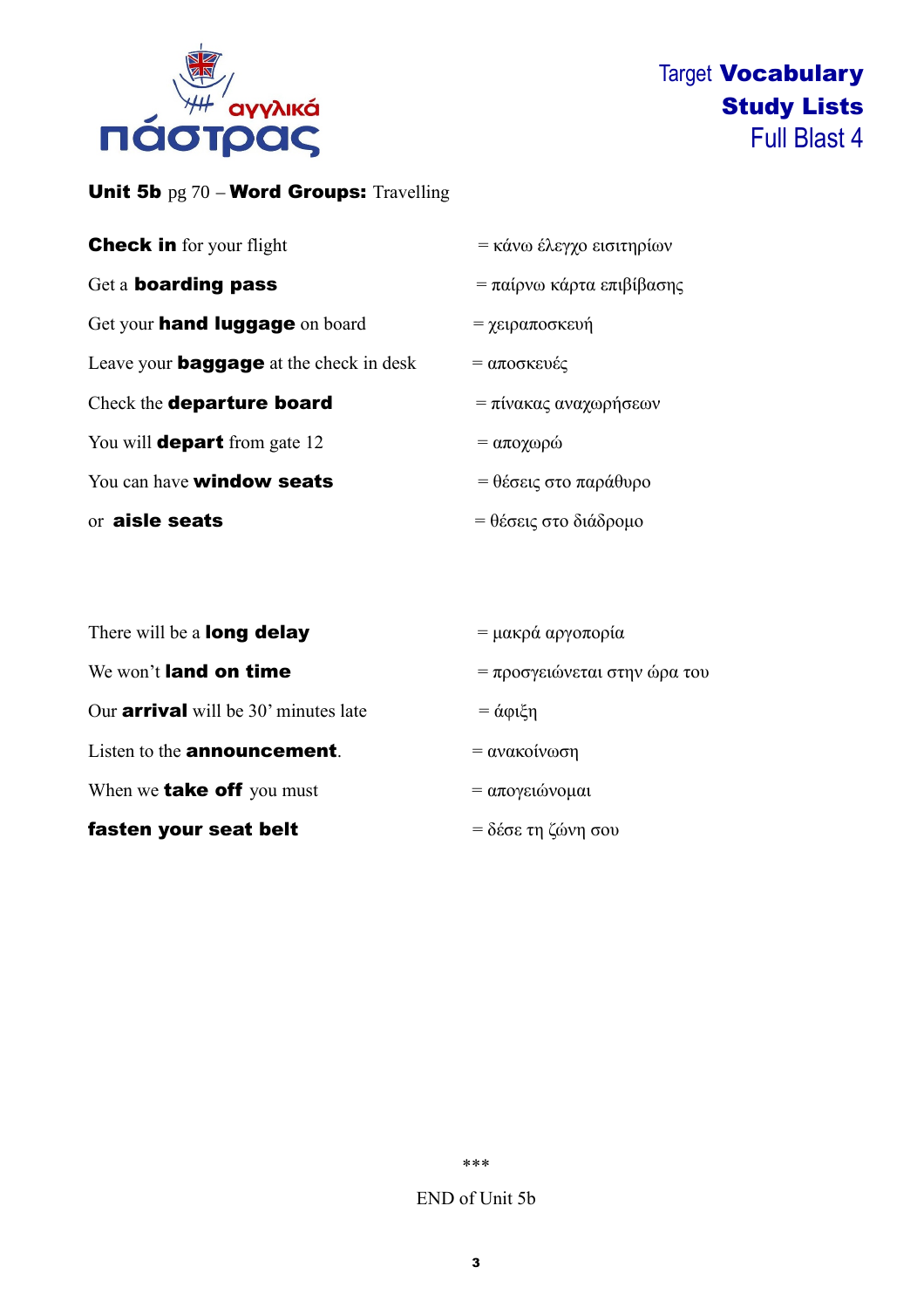Target **Vocabulary Study Lists**
Full Blast 4

**Unit 5b** pg 70 – **Word Groups:** Travelling

| | |
|---|---|
| **Check in** for your flight | = κάνω έλεγχο εισιτηρίων |
| Get a **boarding pass** | = παίρνω κάρτα επιβίβασης |
| Get your **hand luggage** on board | = χειραποσκευή |
| Leave your **baggage** at the check in desk | = αποσκευές |
| Check the **departure board** | = πίνακας αναχωρήσεων |
| You will **depart** from gate 12 | = αποχωρώ |
| You can have **window seats** | = θέσεις στο παράθυρο |
| or **aisle seats** | = θέσεις στο διάδρομο |

| | |
|---|---|
| There will be a **long delay** | = μακρά αργοπορία |
| We won't **land on time** | = προσγειώνεται στην ώρα του |
| Our **arrival** will be 30' minutes late | = άφιξη |
| Listen to the **announcement**. | = ανακοίνωση |
| When we **take off** you must | = απογειώνομαι |
| **fasten your seat belt** | = δέσε τη ζώνη σου |

***

END of Unit 5b